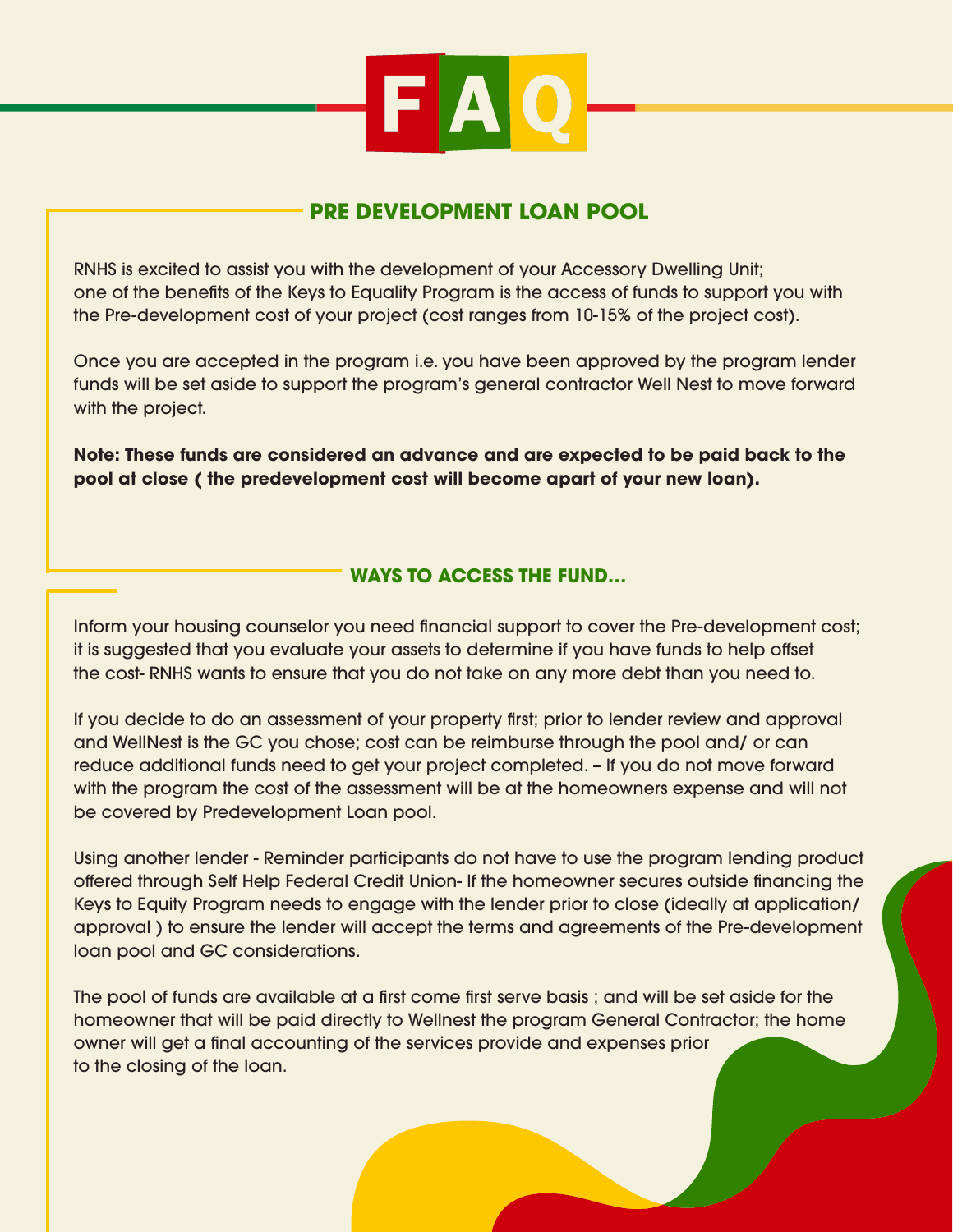# FAQ

## PRE DEVELOPMENT LOAN POOL

RNHS is excited to assist you with the development of your Accessory Dwelling Unit; one of the benefits of the Keys to Equality Program is the access of funds to support you with the Pre-development cost of your project (cost ranges from 10-15% of the project cost).

Once you are accepted in the program i.e. you have been approved by the program lender funds will be set aside to support the program's general contractor Well Nest to move forward with the project.

**Note: These funds are considered an advance and are expected to be paid back to the pool at close ( the predevelopment cost will become apart of your new loan).**

## WAYS TO ACCESS THE FUND...

Inform your housing counselor you need financial support to cover the Pre-development cost; it is suggested that you evaluate your assets to determine if you have funds to help offset the cost- RNHS wants to ensure that you do not take on any more debt than you need to.

If you decide to do an assessment of your property first; prior to lender review and approval and WellNest is the GC you chose; cost can be reimburse through the pool and/ or can reduce additional funds need to get your project completed. – If you do not move forward with the program the cost of the assessment will be at the homeowners expense and will not be covered by Predevelopment Loan pool.

Using another lender - Reminder participants do not have to use the program lending product offered through Self Help Federal Credit Union- If the homeowner secures outside financing the Keys to Equity Program needs to engage with the lender prior to close (ideally at application/ approval ) to ensure the lender will accept the terms and agreements of the Pre-development loan pool and GC considerations.

The pool of funds are available at a first come first serve basis ; and will be set aside for the homeowner that will be paid directly to Wellnest the program General Contractor; the home owner will get a final accounting of the services provide and expenses prior to the closing of the loan.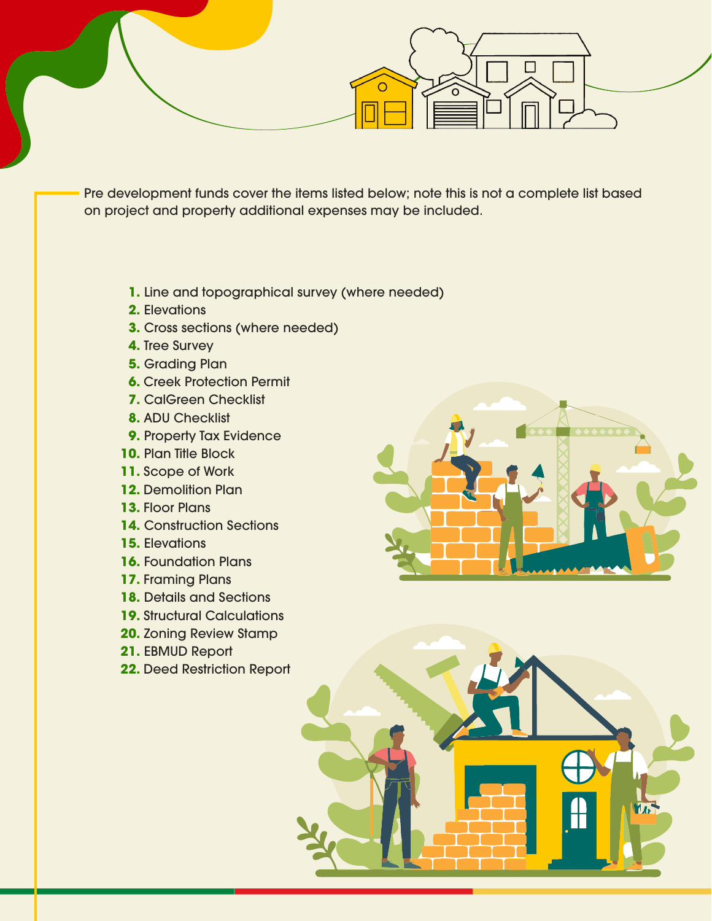Pre development funds cover the items listed below; note this is not a complete list based on project and property additional expenses may be included.

1. Line and topographical survey (where needed)
2. Elevations
3. Cross sections (where needed)
4. Tree Survey
5. Grading Plan
6. Creek Protection Permit
7. CalGreen Checklist
8. ADU Checklist
9. Property Tax Evidence
10. Plan Title Block
11. Scope of Work
12. Demolition Plan
13. Floor Plans
14. Construction Sections
15. Elevations
16. Foundation Plans
17. Framing Plans
18. Details and Sections
19. Structural Calculations
20. Zoning Review Stamp
21. EBMUD Report
22. Deed Restriction Report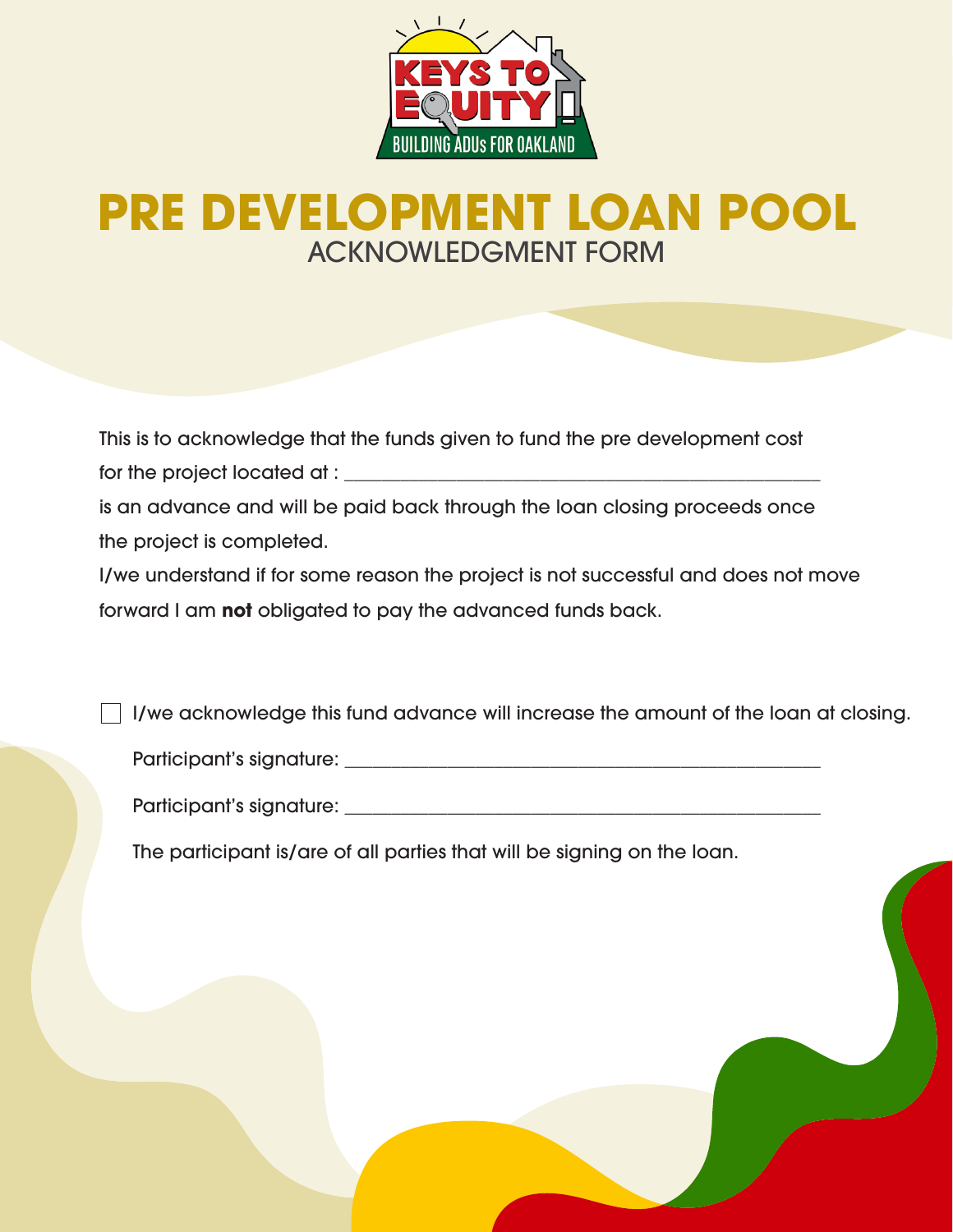KEYS TO EQUITY

BUILDING ADUs FOR OAKLAND

# PRE DEVELOPMENT LOAN POOL

## ACKNOWLEDGMENT FORM

This is to acknowledge that the funds given to fund the pre development cost for the project located at : ______________________________________________ is an advance and will be paid back through the loan closing proceeds once the project is completed.

I/we understand if for some reason the project is not successful and does not move forward I am **not** obligated to pay the advanced funds back.

☐ I/we acknowledge this fund advance will increase the amount of the loan at closing.

Participant's signature: ______________________________________________

Participant's signature: ______________________________________________

The participant is/are of all parties that will be signing on the loan.